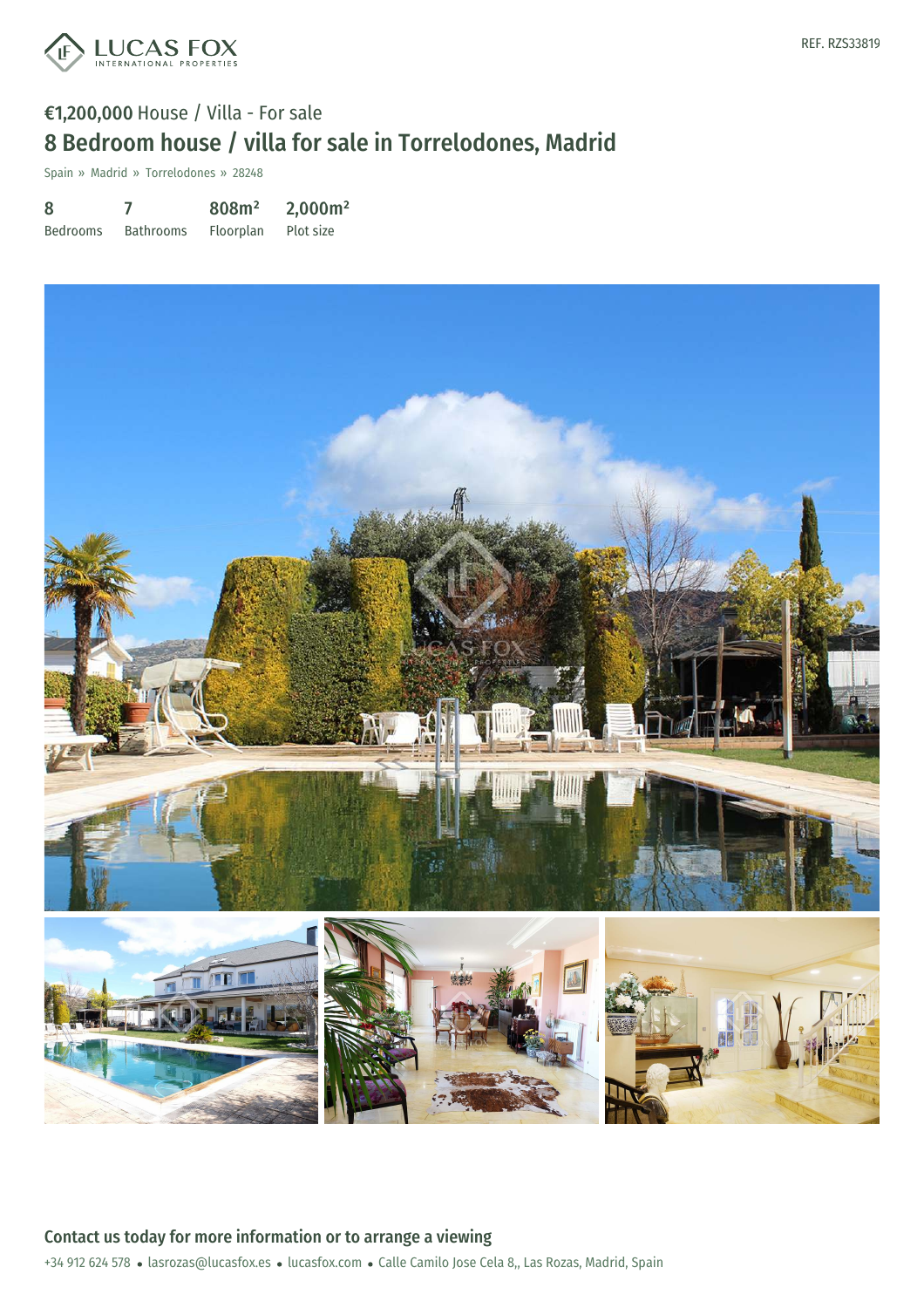REF. RZS33819

**€1,200,000** House / Villa - For sale

# 8 Bedroom house / villa for sale in Torrelodones, Madrid

Spain » Madrid » Torrelodones » 28248

| 8 | 7 | 808m² | 2,000m² |
|---|---|---|---|
| Bedrooms | Bathrooms | Floorplan | Plot size |

## Contact us today for more information or to arrange a viewing

+34 912 624 578 • lasrozas@lucasfox.es • lucasfox.com • Calle Camilo Jose Cela 8,, Las Rozas, Madrid, Spain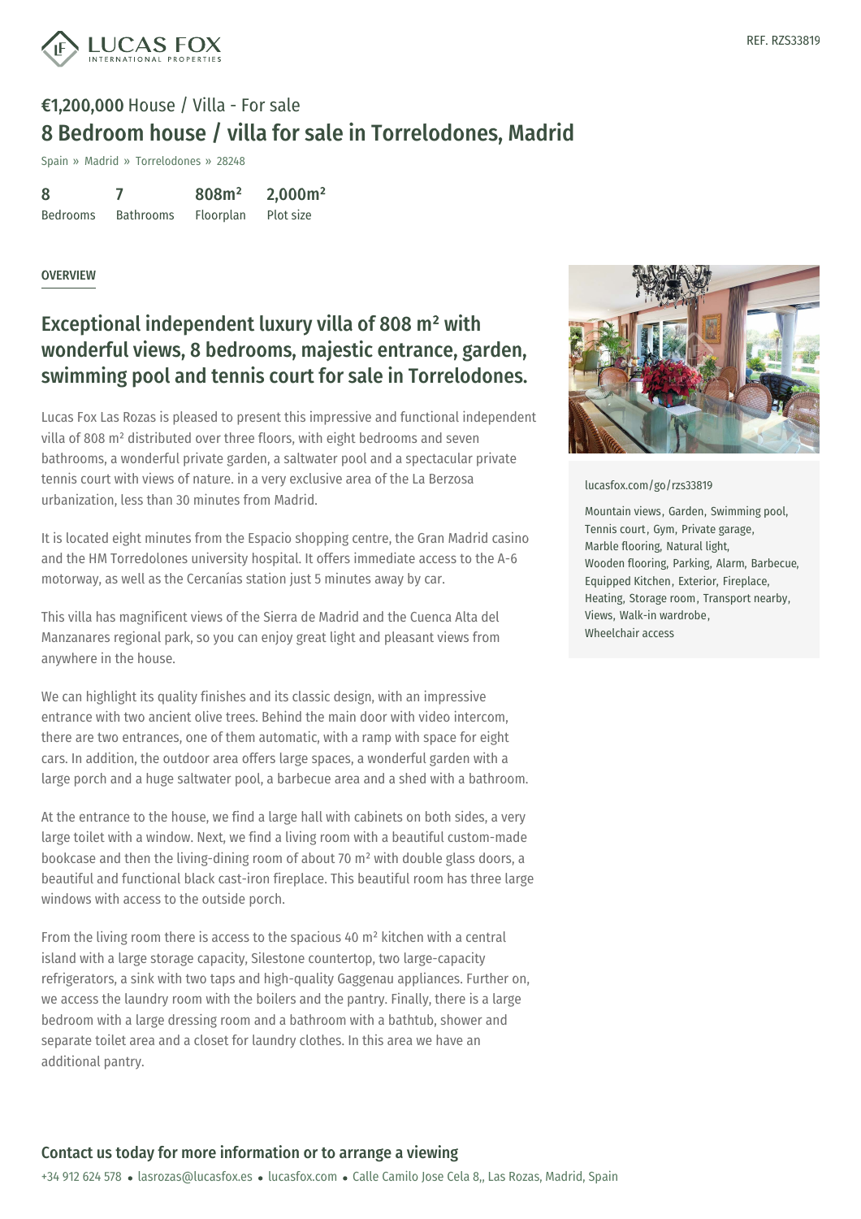REF. RZS33819

**€1,200,000** House / Villa - For sale

# 8 Bedroom house / villa for sale in Torrelodones, Madrid

Spain » Madrid » Torrelodones » 28248

| 8 | 7 | 808m² | 2,000m² |
| --- | --- | --- | --- |
| Bedrooms | Bathrooms | Floorplan | Plot size |

## OVERVIEW

## Exceptional independent luxury villa of 808 m² with wonderful views, 8 bedrooms, majestic entrance, garden, swimming pool and tennis court for sale in Torrelodones.

Lucas Fox Las Rozas is pleased to present this impressive and functional independent villa of 808 m² distributed over three floors, with eight bedrooms and seven bathrooms, a wonderful private garden, a saltwater pool and a spectacular private tennis court with views of nature. in a very exclusive area of the La Berzosa urbanization, less than 30 minutes from Madrid.

It is located eight minutes from the Espacio shopping centre, the Gran Madrid casino and the HM Torredolones university hospital. It offers immediate access to the A-6 motorway, as well as the Cercanías station just 5 minutes away by car.

This villa has magnificent views of the Sierra de Madrid and the Cuenca Alta del Manzanares regional park, so you can enjoy great light and pleasant views from anywhere in the house.

We can highlight its quality finishes and its classic design, with an impressive entrance with two ancient olive trees. Behind the main door with video intercom, there are two entrances, one of them automatic, with a ramp with space for eight cars. In addition, the outdoor area offers large spaces, a wonderful garden with a large porch and a huge saltwater pool, a barbecue area and a shed with a bathroom.

At the entrance to the house, we find a large hall with cabinets on both sides, a very large toilet with a window. Next, we find a living room with a beautiful custom-made bookcase and then the living-dining room of about 70 m² with double glass doors, a beautiful and functional black cast-iron fireplace. This beautiful room has three large windows with access to the outside porch.

From the living room there is access to the spacious 40 m² kitchen with a central island with a large storage capacity, Silestone countertop, two large-capacity refrigerators, a sink with two taps and high-quality Gaggenau appliances. Further on, we access the laundry room with the boilers and the pantry. Finally, there is a large bedroom with a large dressing room and a bathroom with a bathtub, shower and separate toilet area and a closet for laundry clothes. In this area we have an additional pantry.

lucasfox.com/go/rzs33819

Mountain views, Garden, Swimming pool, Tennis court, Gym, Private garage, Marble flooring, Natural light, Wooden flooring, Parking, Alarm, Barbecue, Equipped Kitchen, Exterior, Fireplace, Heating, Storage room, Transport nearby, Views, Walk-in wardrobe, Wheelchair access

## Contact us today for more information or to arrange a viewing

+34 912 624 578 • lasrozas@lucasfox.es • lucasfox.com • Calle Camilo Jose Cela 8,, Las Rozas, Madrid, Spain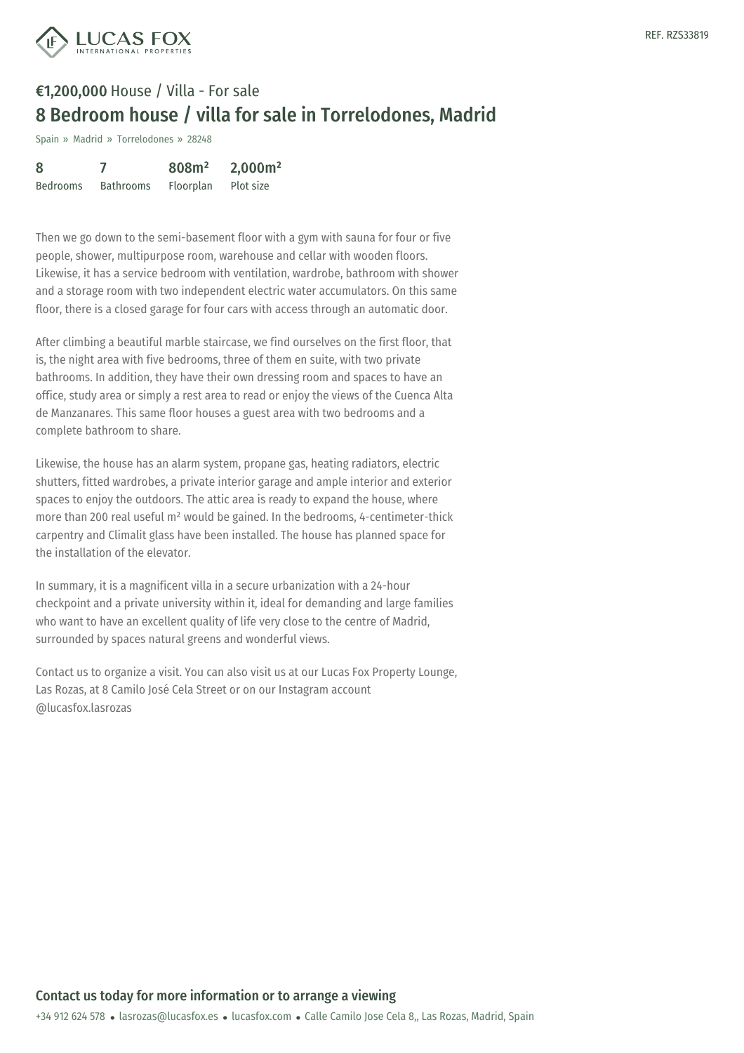**€1,200,000** House / Villa - For sale

# 8 Bedroom house / villa for sale in Torrelodones, Madrid

Spain » Madrid » Torrelodones » 28248

| 8 | 7 | 808m² | 2,000m² |
|---|---|---|---|
| Bedrooms | Bathrooms | Floorplan | Plot size |

Then we go down to the semi-basement floor with a gym with sauna for four or five people, shower, multipurpose room, warehouse and cellar with wooden floors. Likewise, it has a service bedroom with ventilation, wardrobe, bathroom with shower and a storage room with two independent electric water accumulators. On this same floor, there is a closed garage for four cars with access through an automatic door.

After climbing a beautiful marble staircase, we find ourselves on the first floor, that is, the night area with five bedrooms, three of them en suite, with two private bathrooms. In addition, they have their own dressing room and spaces to have an office, study area or simply a rest area to read or enjoy the views of the Cuenca Alta de Manzanares. This same floor houses a guest area with two bedrooms and a complete bathroom to share.

Likewise, the house has an alarm system, propane gas, heating radiators, electric shutters, fitted wardrobes, a private interior garage and ample interior and exterior spaces to enjoy the outdoors. The attic area is ready to expand the house, where more than 200 real useful m² would be gained. In the bedrooms, 4-centimeter-thick carpentry and Climalit glass have been installed. The house has planned space for the installation of the elevator.

In summary, it is a magnificent villa in a secure urbanization with a 24-hour checkpoint and a private university within it, ideal for demanding and large families who want to have an excellent quality of life very close to the centre of Madrid, surrounded by spaces natural greens and wonderful views.

Contact us to organize a visit. You can also visit us at our Lucas Fox Property Lounge, Las Rozas, at 8 Camilo José Cela Street or on our Instagram account @lucasfox.lasrozas

## Contact us today for more information or to arrange a viewing

+34 912 624 578 • lasrozas@lucasfox.es • lucasfox.com • Calle Camilo Jose Cela 8,, Las Rozas, Madrid, Spain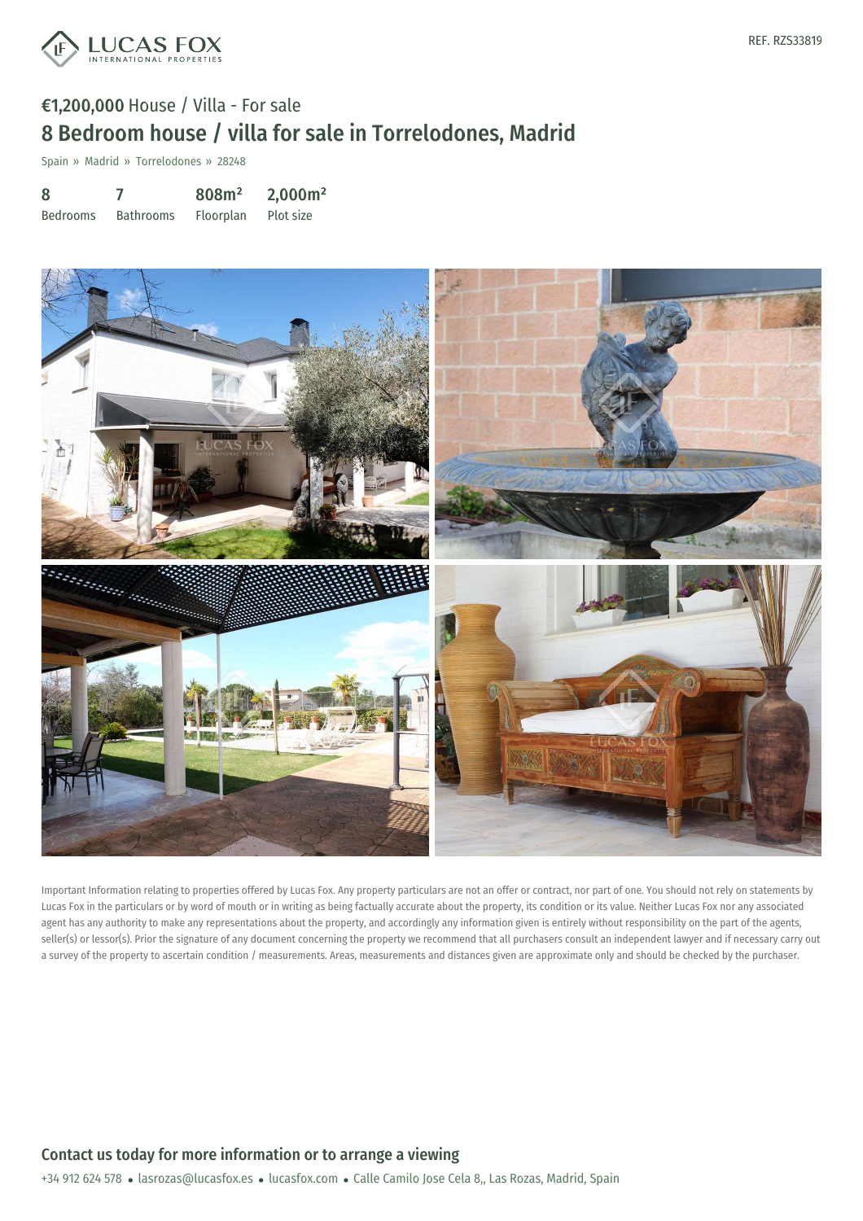REF. RZS33819

€1,200,000 House / Villa - For sale

# 8 Bedroom house / villa for sale in Torrelodones, Madrid

Spain » Madrid » Torrelodones » 28248

| 8 | 7 | 808m² | 2,000m² |
|---|---|---|---|
| Bedrooms | Bathrooms | Floorplan | Plot size |

Important Information relating to properties offered by Lucas Fox. Any property particulars are not an offer or contract, nor part of one. You should not rely on statements by Lucas Fox in the particulars or by word of mouth or in writing as being factually accurate about the property, its condition or its value. Neither Lucas Fox nor any associated agent has any authority to make any representations about the property, and accordingly any information given is entirely without responsibility on the part of the agents, seller(s) or lessor(s). Prior the signature of any document concerning the property we recommend that all purchasers consult an independent lawyer and if necessary carry out a survey of the property to ascertain condition / measurements. Areas, measurements and distances given are approximate only and should be checked by the purchaser.

## Contact us today for more information or to arrange a viewing

+34 912 624 578 • lasrozas@lucasfox.es • lucasfox.com • Calle Camilo Jose Cela 8,, Las Rozas, Madrid, Spain